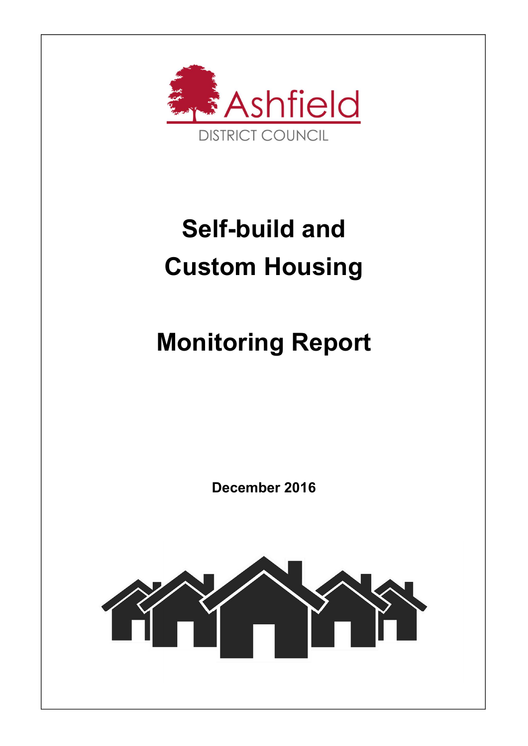Ashfield

DISTRICT COUNCIL

# Self-build and Custom Housing

# Monitoring Report

**December 2016**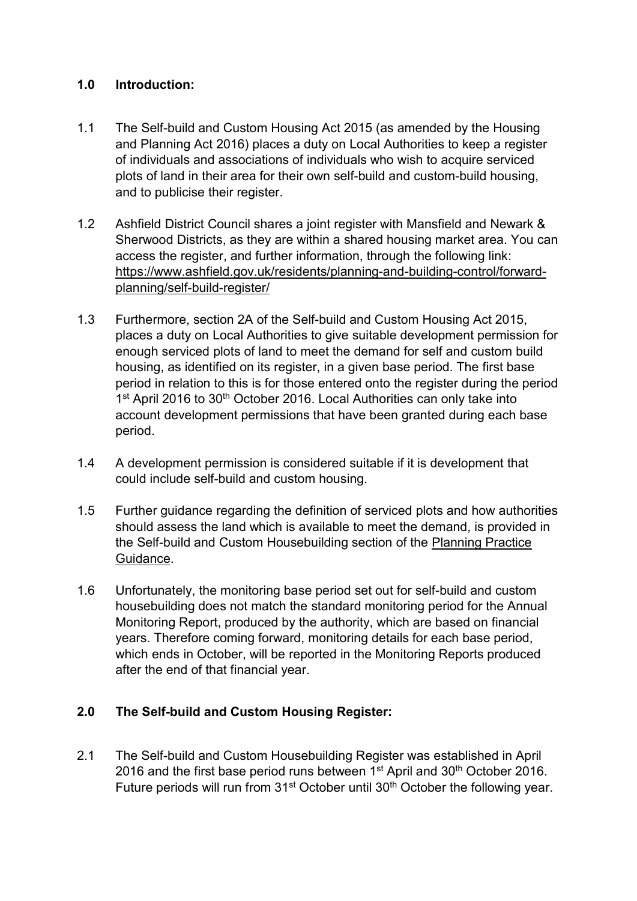## 1.0 Introduction:

1.1 The Self-build and Custom Housing Act 2015 (as amended by the Housing and Planning Act 2016) places a duty on Local Authorities to keep a register of individuals and associations of individuals who wish to acquire serviced plots of land in their area for their own self-build and custom-build housing, and to publicise their register.

1.2 Ashfield District Council shares a joint register with Mansfield and Newark & Sherwood Districts, as they are within a shared housing market area. You can access the register, and further information, through the following link: https://www.ashfield.gov.uk/residents/planning-and-building-control/forward-planning/self-build-register/

1.3 Furthermore, section 2A of the Self-build and Custom Housing Act 2015, places a duty on Local Authorities to give suitable development permission for enough serviced plots of land to meet the demand for self and custom build housing, as identified on its register, in a given base period. The first base period in relation to this is for those entered onto the register during the period 1st April 2016 to 30th October 2016. Local Authorities can only take into account development permissions that have been granted during each base period.

1.4 A development permission is considered suitable if it is development that could include self-build and custom housing.

1.5 Further guidance regarding the definition of serviced plots and how authorities should assess the land which is available to meet the demand, is provided in the Self-build and Custom Housebuilding section of the Planning Practice Guidance.

1.6 Unfortunately, the monitoring base period set out for self-build and custom housebuilding does not match the standard monitoring period for the Annual Monitoring Report, produced by the authority, which are based on financial years. Therefore coming forward, monitoring details for each base period, which ends in October, will be reported in the Monitoring Reports produced after the end of that financial year.

## 2.0 The Self-build and Custom Housing Register:

2.1 The Self-build and Custom Housebuilding Register was established in April 2016 and the first base period runs between 1st April and 30th October 2016. Future periods will run from 31st October until 30th October the following year.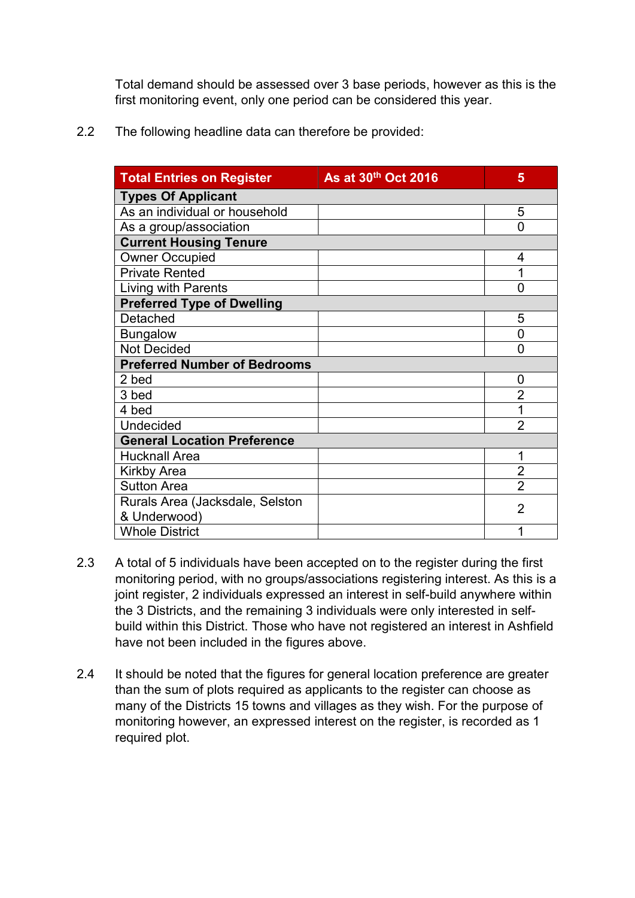Total demand should be assessed over 3 base periods, however as this is the first monitoring event, only one period can be considered this year.

2.2 The following headline data can therefore be provided:

| Total Entries on Register | As at 30th Oct 2016 | 5 |
|---|---|---|
| **Types Of Applicant** | | |
| As an individual or household | | 5 |
| As a group/association | | 0 |
| **Current Housing Tenure** | | |
| Owner Occupied | | 4 |
| Private Rented | | 1 |
| Living with Parents | | 0 |
| **Preferred Type of Dwelling** | | |
| Detached | | 5 |
| Bungalow | | 0 |
| Not Decided | | 0 |
| **Preferred Number of Bedrooms** | | |
| 2 bed | | 0 |
| 3 bed | | 2 |
| 4 bed | | 1 |
| Undecided | | 2 |
| **General Location Preference** | | |
| Hucknall Area | | 1 |
| Kirkby Area | | 2 |
| Sutton Area | | 2 |
| Rurals Area (Jacksdale, Selston & Underwood) | | 2 |
| Whole District | | 1 |

2.3 A total of 5 individuals have been accepted on to the register during the first monitoring period, with no groups/associations registering interest. As this is a joint register, 2 individuals expressed an interest in self-build anywhere within the 3 Districts, and the remaining 3 individuals were only interested in self-build within this District. Those who have not registered an interest in Ashfield have not been included in the figures above.

2.4 It should be noted that the figures for general location preference are greater than the sum of plots required as applicants to the register can choose as many of the Districts 15 towns and villages as they wish. For the purpose of monitoring however, an expressed interest on the register, is recorded as 1 required plot.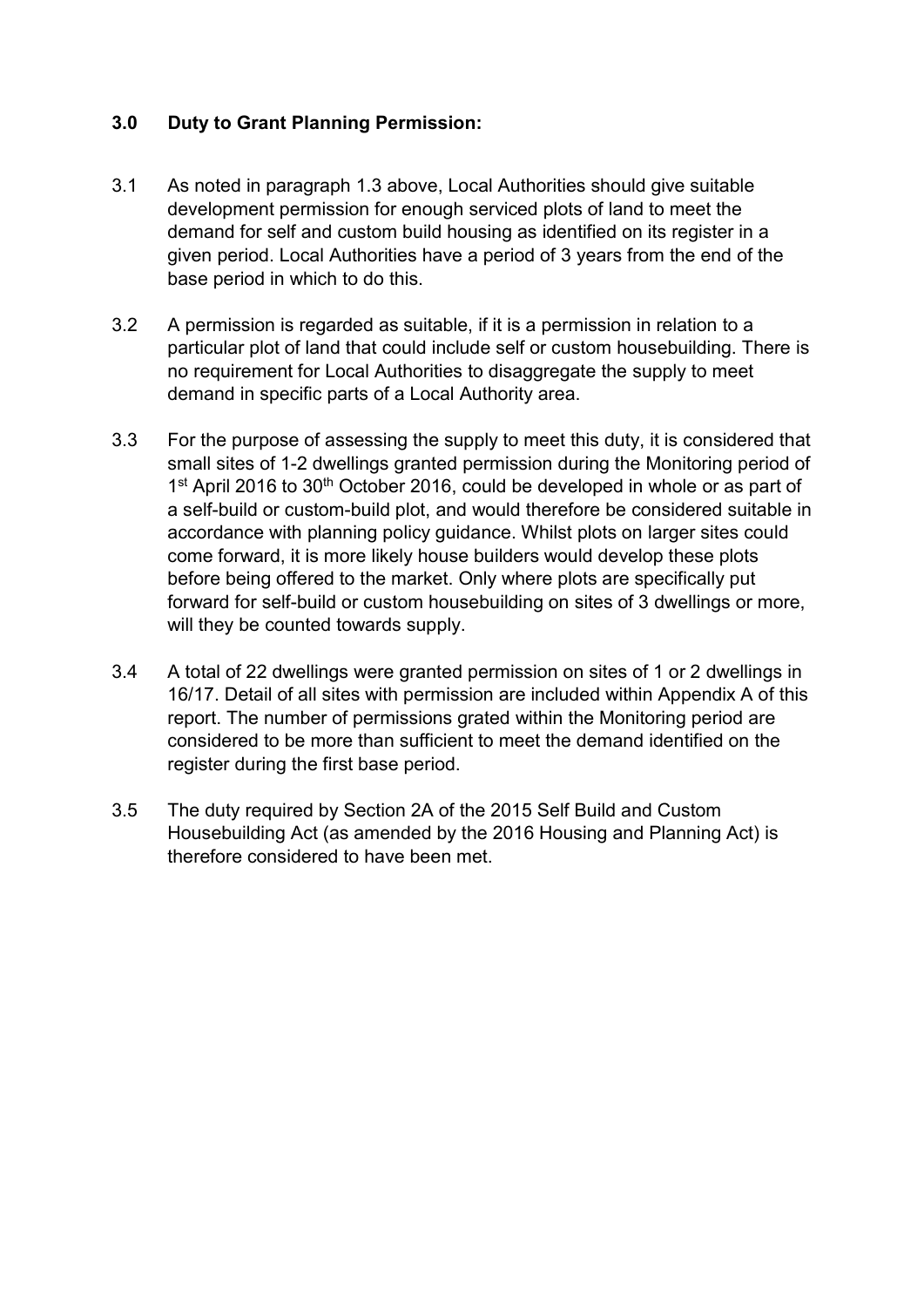## 3.0 Duty to Grant Planning Permission:

3.1 As noted in paragraph 1.3 above, Local Authorities should give suitable development permission for enough serviced plots of land to meet the demand for self and custom build housing as identified on its register in a given period. Local Authorities have a period of 3 years from the end of the base period in which to do this.

3.2 A permission is regarded as suitable, if it is a permission in relation to a particular plot of land that could include self or custom housebuilding. There is no requirement for Local Authorities to disaggregate the supply to meet demand in specific parts of a Local Authority area.

3.3 For the purpose of assessing the supply to meet this duty, it is considered that small sites of 1-2 dwellings granted permission during the Monitoring period of 1st April 2016 to 30th October 2016, could be developed in whole or as part of a self-build or custom-build plot, and would therefore be considered suitable in accordance with planning policy guidance. Whilst plots on larger sites could come forward, it is more likely house builders would develop these plots before being offered to the market. Only where plots are specifically put forward for self-build or custom housebuilding on sites of 3 dwellings or more, will they be counted towards supply.

3.4 A total of 22 dwellings were granted permission on sites of 1 or 2 dwellings in 16/17. Detail of all sites with permission are included within Appendix A of this report. The number of permissions grated within the Monitoring period are considered to be more than sufficient to meet the demand identified on the register during the first base period.

3.5 The duty required by Section 2A of the 2015 Self Build and Custom Housebuilding Act (as amended by the 2016 Housing and Planning Act) is therefore considered to have been met.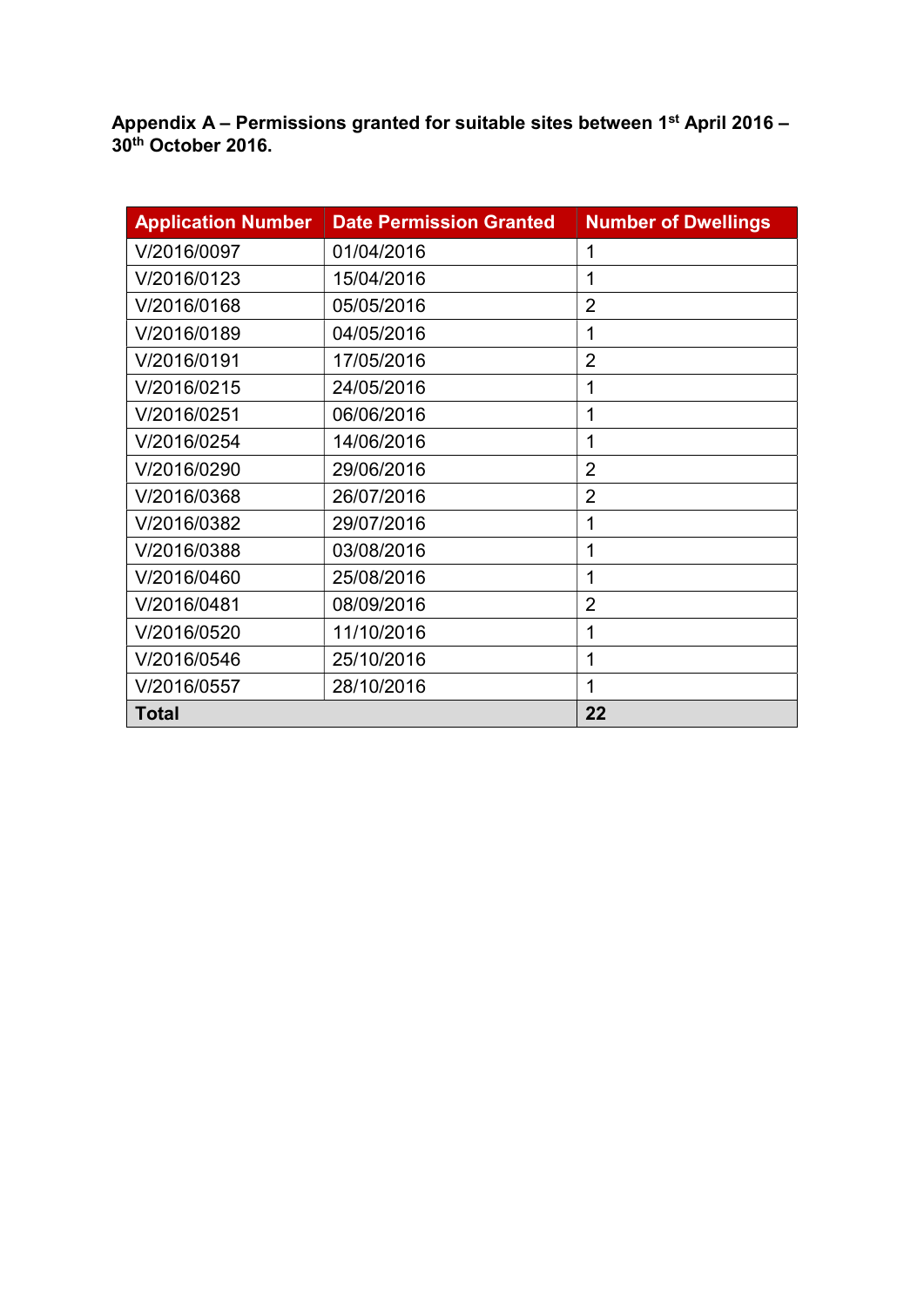**Appendix A – Permissions granted for suitable sites between 1st April 2016 – 30th October 2016.**

| Application Number | Date Permission Granted | Number of Dwellings |
|---|---|---|
| V/2016/0097 | 01/04/2016 | 1 |
| V/2016/0123 | 15/04/2016 | 1 |
| V/2016/0168 | 05/05/2016 | 2 |
| V/2016/0189 | 04/05/2016 | 1 |
| V/2016/0191 | 17/05/2016 | 2 |
| V/2016/0215 | 24/05/2016 | 1 |
| V/2016/0251 | 06/06/2016 | 1 |
| V/2016/0254 | 14/06/2016 | 1 |
| V/2016/0290 | 29/06/2016 | 2 |
| V/2016/0368 | 26/07/2016 | 2 |
| V/2016/0382 | 29/07/2016 | 1 |
| V/2016/0388 | 03/08/2016 | 1 |
| V/2016/0460 | 25/08/2016 | 1 |
| V/2016/0481 | 08/09/2016 | 2 |
| V/2016/0520 | 11/10/2016 | 1 |
| V/2016/0546 | 25/10/2016 | 1 |
| V/2016/0557 | 28/10/2016 | 1 |
| **Total** | | **22** |